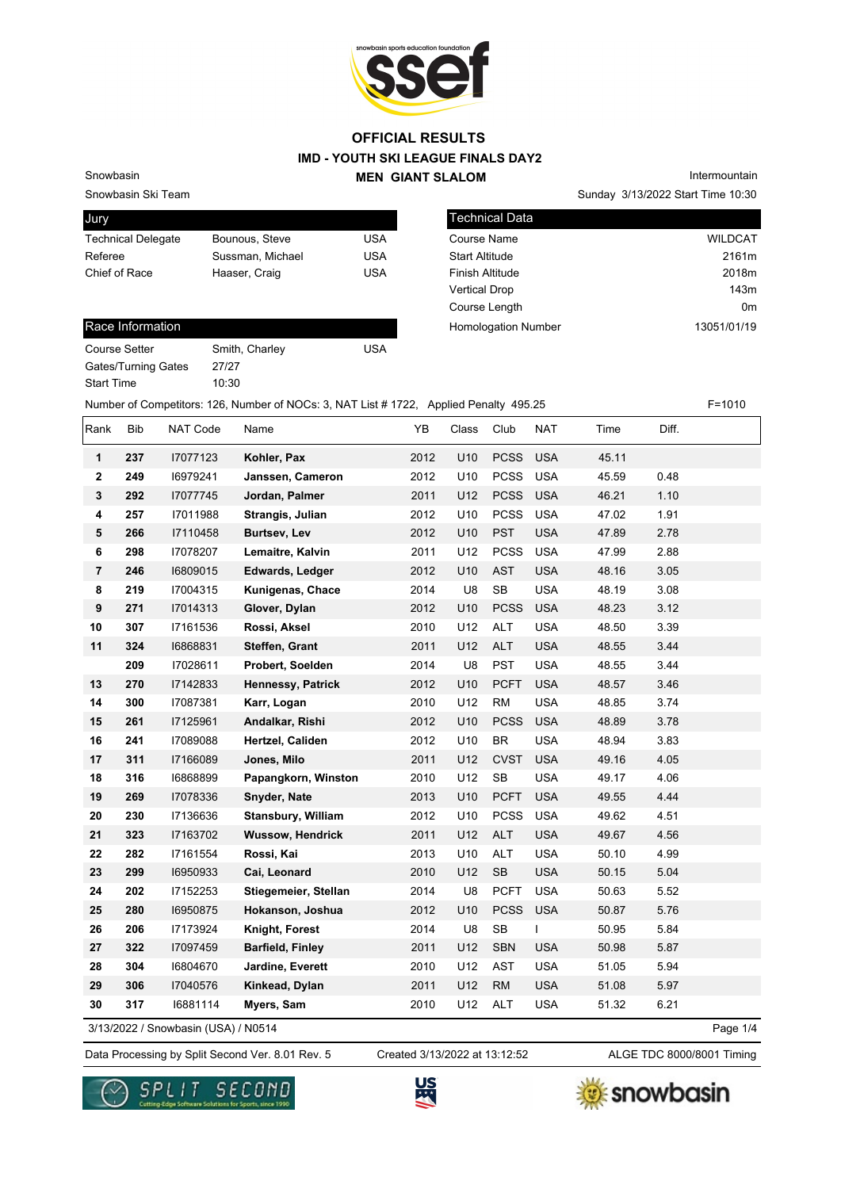# OFFICIAL RESULTS

## IMD - YOUTH SKI LEAGUE FINALS DAY2

## MEN GIANT SLALOM

Snowbasin
Snowbasin Ski Team

Intermountain
Sunday 3/13/2022 Start Time 10:30

| Jury | | |
|---|---|---|
| Technical Delegate | Bounous, Steve | USA |
| Referee | Sussman, Michael | USA |
| Chief of Race | Haaser, Craig | USA |

| Technical Data | |
|---|---|
| Course Name | WILDCAT |
| Start Altitude | 2161m |
| Finish Altitude | 2018m |
| Vertical Drop | 143m |
| Course Length | 0m |
| Homologation Number | 13051/01/19 |

| Race Information | | |
|---|---|---|
| Course Setter | Smith, Charley | USA |
| Gates/Turning Gates | 27/27 | |
| Start Time | 10:30 | |

Number of Competitors: 126, Number of NOCs: 3, NAT List # 1722, Applied Penalty 495.25 F=1010

| Rank | Bib | NAT Code | Name | YB | Class | Club | NAT | Time | Diff. |
|---|---|---|---|---|---|---|---|---|---|
| 1 | 237 | I7077123 | Kohler, Pax | 2012 | U10 | PCSS | USA | 45.11 | |
| 2 | 249 | I6979241 | Janssen, Cameron | 2012 | U10 | PCSS | USA | 45.59 | 0.48 |
| 3 | 292 | I7077745 | Jordan, Palmer | 2011 | U12 | PCSS | USA | 46.21 | 1.10 |
| 4 | 257 | I7011988 | Strangis, Julian | 2012 | U10 | PCSS | USA | 47.02 | 1.91 |
| 5 | 266 | I7110458 | Burtsev, Lev | 2012 | U10 | PST | USA | 47.89 | 2.78 |
| 6 | 298 | I7078207 | Lemaitre, Kalvin | 2011 | U12 | PCSS | USA | 47.99 | 2.88 |
| 7 | 246 | I6809015 | Edwards, Ledger | 2012 | U10 | AST | USA | 48.16 | 3.05 |
| 8 | 219 | I7004315 | Kunigenas, Chace | 2014 | U8 | SB | USA | 48.19 | 3.08 |
| 9 | 271 | I7014313 | Glover, Dylan | 2012 | U10 | PCSS | USA | 48.23 | 3.12 |
| 10 | 307 | I7161536 | Rossi, Aksel | 2010 | U12 | ALT | USA | 48.50 | 3.39 |
| 11 | 324 | I6868831 | Steffen, Grant | 2011 | U12 | ALT | USA | 48.55 | 3.44 |
| | 209 | I7028611 | Probert, Soelden | 2014 | U8 | PST | USA | 48.55 | 3.44 |
| 13 | 270 | I7142833 | Hennessy, Patrick | 2012 | U10 | PCFT | USA | 48.57 | 3.46 |
| 14 | 300 | I7087381 | Karr, Logan | 2010 | U12 | RM | USA | 48.85 | 3.74 |
| 15 | 261 | I7125961 | Andalkar, Rishi | 2012 | U10 | PCSS | USA | 48.89 | 3.78 |
| 16 | 241 | I7089088 | Hertzel, Caliden | 2012 | U10 | BR | USA | 48.94 | 3.83 |
| 17 | 311 | I7166089 | Jones, Milo | 2011 | U12 | CVST | USA | 49.16 | 4.05 |
| 18 | 316 | I6868899 | Papangkorn, Winston | 2010 | U12 | SB | USA | 49.17 | 4.06 |
| 19 | 269 | I7078336 | Snyder, Nate | 2013 | U10 | PCFT | USA | 49.55 | 4.44 |
| 20 | 230 | I7136636 | Stansbury, William | 2012 | U10 | PCSS | USA | 49.62 | 4.51 |
| 21 | 323 | I7163702 | Wussow, Hendrick | 2011 | U12 | ALT | USA | 49.67 | 4.56 |
| 22 | 282 | I7161554 | Rossi, Kai | 2013 | U10 | ALT | USA | 50.10 | 4.99 |
| 23 | 299 | I6950933 | Cai, Leonard | 2010 | U12 | SB | USA | 50.15 | 5.04 |
| 24 | 202 | I7152253 | Stiegemeier, Stellan | 2014 | U8 | PCFT | USA | 50.63 | 5.52 |
| 25 | 280 | I6950875 | Hokanson, Joshua | 2012 | U10 | PCSS | USA | 50.87 | 5.76 |
| 26 | 206 | I7173924 | Knight, Forest | 2014 | U8 | SB | I | 50.95 | 5.84 |
| 27 | 322 | I7097459 | Barfield, Finley | 2011 | U12 | SBN | USA | 50.98 | 5.87 |
| 28 | 304 | I6804670 | Jardine, Everett | 2010 | U12 | AST | USA | 51.05 | 5.94 |
| 29 | 306 | I7040576 | Kinkead, Dylan | 2011 | U12 | RM | USA | 51.08 | 5.97 |
| 30 | 317 | I6881114 | Myers, Sam | 2010 | U12 | ALT | USA | 51.32 | 6.21 |

3/13/2022 / Snowbasin (USA) / N0514

Data Processing by Split Second Ver. 8.01 Rev. 5 Created 3/13/2022 at 13:12:52 ALGE TDC 8000/8001 Timing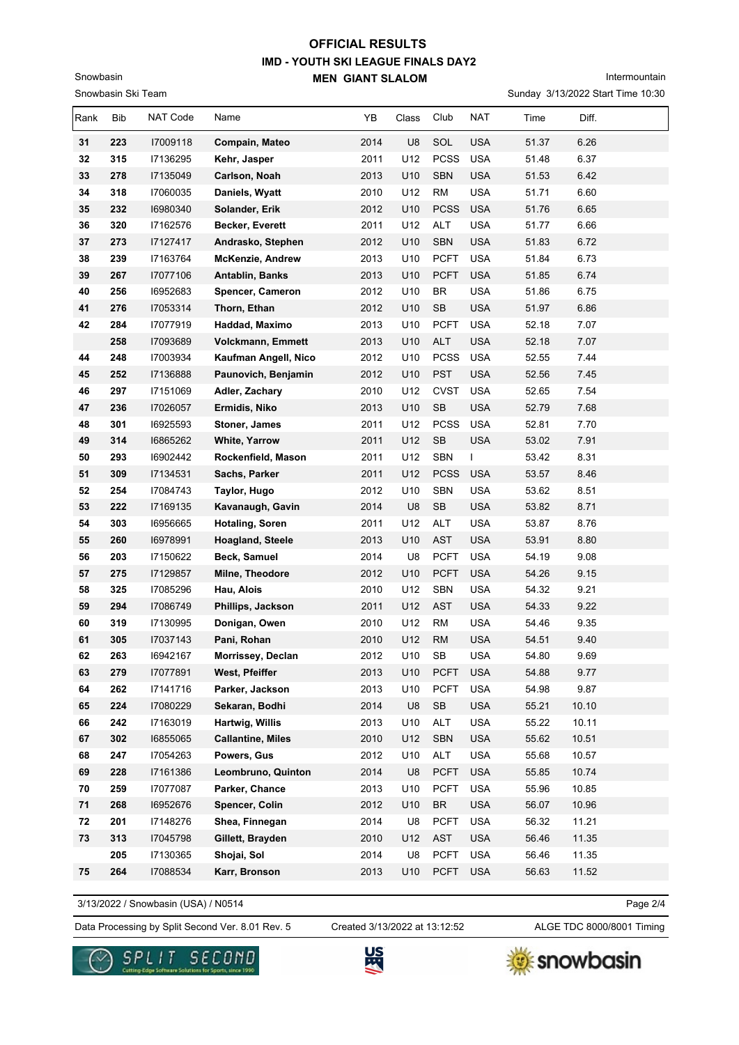# OFFICIAL RESULTS
## IMD - YOUTH SKI LEAGUE FINALS DAY2
### MEN GIANT SLALOM

Snowbasin
Snowbasin Ski Team

Intermountain
Sunday 3/13/2022 Start Time 10:30

| Rank | Bib | NAT Code | Name | YB | Class | Club | NAT | Time | Diff. |
|---|---|---|---|---|---|---|---|---|---|
| 31 | 223 | I7009118 | **Compain, Mateo** | 2014 | U8 | SOL | USA | 51.37 | 6.26 |
| 32 | 315 | I7136295 | **Kehr, Jasper** | 2011 | U12 | PCSS | USA | 51.48 | 6.37 |
| 33 | 278 | I7135049 | **Carlson, Noah** | 2013 | U10 | SBN | USA | 51.53 | 6.42 |
| 34 | 318 | I7060035 | **Daniels, Wyatt** | 2010 | U12 | RM | USA | 51.71 | 6.60 |
| 35 | 232 | I6980340 | **Solander, Erik** | 2012 | U10 | PCSS | USA | 51.76 | 6.65 |
| 36 | 320 | I7162576 | **Becker, Everett** | 2011 | U12 | ALT | USA | 51.77 | 6.66 |
| 37 | 273 | I7127417 | **Andrasko, Stephen** | 2012 | U10 | SBN | USA | 51.83 | 6.72 |
| 38 | 239 | I7163764 | **McKenzie, Andrew** | 2013 | U10 | PCFT | USA | 51.84 | 6.73 |
| 39 | 267 | I7077106 | **Antablin, Banks** | 2013 | U10 | PCFT | USA | 51.85 | 6.74 |
| 40 | 256 | I6952683 | **Spencer, Cameron** | 2012 | U10 | BR | USA | 51.86 | 6.75 |
| 41 | 276 | I7053314 | **Thorn, Ethan** | 2012 | U10 | SB | USA | 51.97 | 6.86 |
| 42 | 284 | I7077919 | **Haddad, Maximo** | 2013 | U10 | PCFT | USA | 52.18 | 7.07 |
| | 258 | I7093689 | **Volckmann, Emmett** | 2013 | U10 | ALT | USA | 52.18 | 7.07 |
| 44 | 248 | I7003934 | **Kaufman Angell, Nico** | 2012 | U10 | PCSS | USA | 52.55 | 7.44 |
| 45 | 252 | I7136888 | **Paunovich, Benjamin** | 2012 | U10 | PST | USA | 52.56 | 7.45 |
| 46 | 297 | I7151069 | **Adler, Zachary** | 2010 | U12 | CVST | USA | 52.65 | 7.54 |
| 47 | 236 | I7026057 | **Ermidis, Niko** | 2013 | U10 | SB | USA | 52.79 | 7.68 |
| 48 | 301 | I6925593 | **Stoner, James** | 2011 | U12 | PCSS | USA | 52.81 | 7.70 |
| 49 | 314 | I6865262 | **White, Yarrow** | 2011 | U12 | SB | USA | 53.02 | 7.91 |
| 50 | 293 | I6902442 | **Rockenfield, Mason** | 2011 | U12 | SBN | I | 53.42 | 8.31 |
| 51 | 309 | I7134531 | **Sachs, Parker** | 2011 | U12 | PCSS | USA | 53.57 | 8.46 |
| 52 | 254 | I7084743 | **Taylor, Hugo** | 2012 | U10 | SBN | USA | 53.62 | 8.51 |
| 53 | 222 | I7169135 | **Kavanaugh, Gavin** | 2014 | U8 | SB | USA | 53.82 | 8.71 |
| 54 | 303 | I6956665 | **Hotaling, Soren** | 2011 | U12 | ALT | USA | 53.87 | 8.76 |
| 55 | 260 | I6978991 | **Hoagland, Steele** | 2013 | U10 | AST | USA | 53.91 | 8.80 |
| 56 | 203 | I7150622 | **Beck, Samuel** | 2014 | U8 | PCFT | USA | 54.19 | 9.08 |
| 57 | 275 | I7129857 | **Milne, Theodore** | 2012 | U10 | PCFT | USA | 54.26 | 9.15 |
| 58 | 325 | I7085296 | **Hau, Alois** | 2010 | U12 | SBN | USA | 54.32 | 9.21 |
| 59 | 294 | I7086749 | **Phillips, Jackson** | 2011 | U12 | AST | USA | 54.33 | 9.22 |
| 60 | 319 | I7130995 | **Donigan, Owen** | 2010 | U12 | RM | USA | 54.46 | 9.35 |
| 61 | 305 | I7037143 | **Pani, Rohan** | 2010 | U12 | RM | USA | 54.51 | 9.40 |
| 62 | 263 | I6942167 | **Morrissey, Declan** | 2012 | U10 | SB | USA | 54.80 | 9.69 |
| 63 | 279 | I7077891 | **West, Pfeiffer** | 2013 | U10 | PCFT | USA | 54.88 | 9.77 |
| 64 | 262 | I7141716 | **Parker, Jackson** | 2013 | U10 | PCFT | USA | 54.98 | 9.87 |
| 65 | 224 | I7080229 | **Sekaran, Bodhi** | 2014 | U8 | SB | USA | 55.21 | 10.10 |
| 66 | 242 | I7163019 | **Hartwig, Willis** | 2013 | U10 | ALT | USA | 55.22 | 10.11 |
| 67 | 302 | I6855065 | **Callantine, Miles** | 2010 | U12 | SBN | USA | 55.62 | 10.51 |
| 68 | 247 | I7054263 | **Powers, Gus** | 2012 | U10 | ALT | USA | 55.68 | 10.57 |
| 69 | 228 | I7161386 | **Leombruno, Quinton** | 2014 | U8 | PCFT | USA | 55.85 | 10.74 |
| 70 | 259 | I7077087 | **Parker, Chance** | 2013 | U10 | PCFT | USA | 55.96 | 10.85 |
| 71 | 268 | I6952676 | **Spencer, Colin** | 2012 | U10 | BR | USA | 56.07 | 10.96 |
| 72 | 201 | I7148276 | **Shea, Finnegan** | 2014 | U8 | PCFT | USA | 56.32 | 11.21 |
| 73 | 313 | I7045798 | **Gillett, Brayden** | 2010 | U12 | AST | USA | 56.46 | 11.35 |
| | 205 | I7130365 | **Shojai, Sol** | 2014 | U8 | PCFT | USA | 56.46 | 11.35 |
| 75 | 264 | I7088534 | **Karr, Bronson** | 2013 | U10 | PCFT | USA | 56.63 | 11.52 |

3/13/2022 / Snowbasin (USA) / N0514

Data Processing by Split Second Ver. 8.01 Rev. 5 — Created 3/13/2022 at 13:12:52 — ALGE TDC 8000/8001 Timing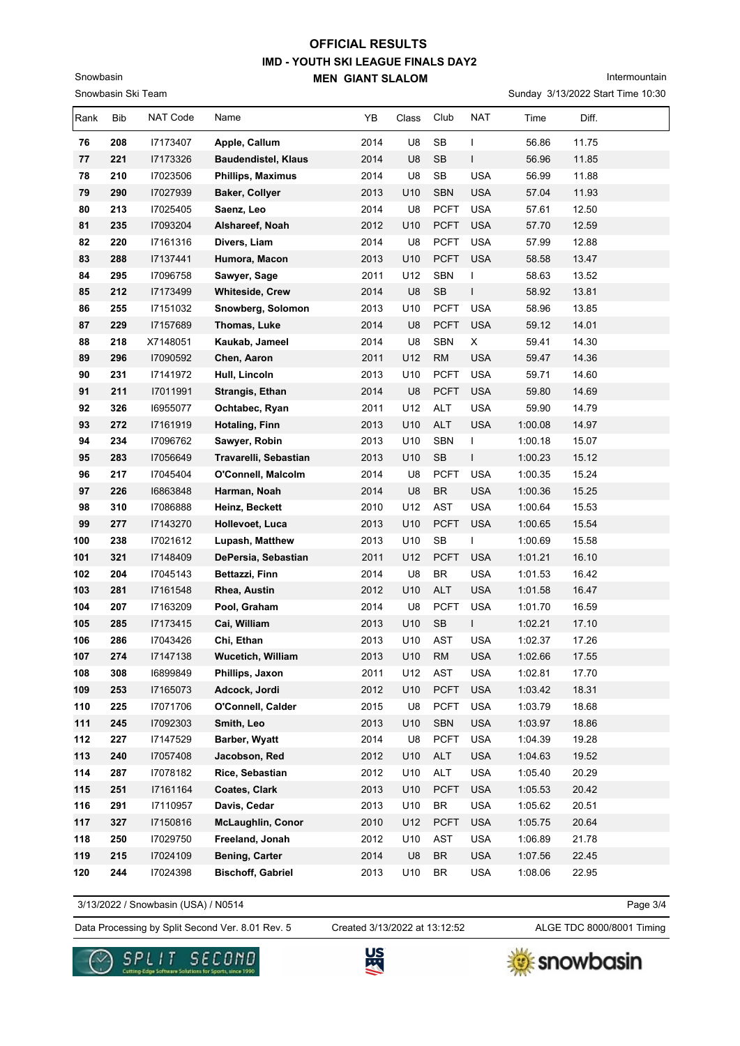# OFFICIAL RESULTS
## IMD - YOUTH SKI LEAGUE FINALS DAY2
## MEN GIANT SLALOM

Snowbasin
Snowbasin Ski Team

Intermountain
Sunday 3/13/2022 Start Time 10:30

| Rank | Bib | NAT Code | Name | YB | Class | Club | NAT | Time | Diff. |
|---|---|---|---|---|---|---|---|---|---|
| 76 | 208 | I7173407 | **Apple, Callum** | 2014 | U8 | SB | I | 56.86 | 11.75 |
| 77 | 221 | I7173326 | **Baudendistel, Klaus** | 2014 | U8 | SB | I | 56.96 | 11.85 |
| 78 | 210 | I7023506 | **Phillips, Maximus** | 2014 | U8 | SB | USA | 56.99 | 11.88 |
| 79 | 290 | I7027939 | **Baker, Collyer** | 2013 | U10 | SBN | USA | 57.04 | 11.93 |
| 80 | 213 | I7025405 | **Saenz, Leo** | 2014 | U8 | PCFT | USA | 57.61 | 12.50 |
| 81 | 235 | I7093204 | **Alshareef, Noah** | 2012 | U10 | PCFT | USA | 57.70 | 12.59 |
| 82 | 220 | I7161316 | **Divers, Liam** | 2014 | U8 | PCFT | USA | 57.99 | 12.88 |
| 83 | 288 | I7137441 | **Humora, Macon** | 2013 | U10 | PCFT | USA | 58.58 | 13.47 |
| 84 | 295 | I7096758 | **Sawyer, Sage** | 2011 | U12 | SBN | I | 58.63 | 13.52 |
| 85 | 212 | I7173499 | **Whiteside, Crew** | 2014 | U8 | SB | I | 58.92 | 13.81 |
| 86 | 255 | I7151032 | **Snowberg, Solomon** | 2013 | U10 | PCFT | USA | 58.96 | 13.85 |
| 87 | 229 | I7157689 | **Thomas, Luke** | 2014 | U8 | PCFT | USA | 59.12 | 14.01 |
| 88 | 218 | X7148051 | **Kaukab, Jameel** | 2014 | U8 | SBN | X | 59.41 | 14.30 |
| 89 | 296 | I7090592 | **Chen, Aaron** | 2011 | U12 | RM | USA | 59.47 | 14.36 |
| 90 | 231 | I7141972 | **Hull, Lincoln** | 2013 | U10 | PCFT | USA | 59.71 | 14.60 |
| 91 | 211 | I7011991 | **Strangis, Ethan** | 2014 | U8 | PCFT | USA | 59.80 | 14.69 |
| 92 | 326 | I6955077 | **Ochtabec, Ryan** | 2011 | U12 | ALT | USA | 59.90 | 14.79 |
| 93 | 272 | I7161919 | **Hotaling, Finn** | 2013 | U10 | ALT | USA | 1:00.08 | 14.97 |
| 94 | 234 | I7096762 | **Sawyer, Robin** | 2013 | U10 | SBN | I | 1:00.18 | 15.07 |
| 95 | 283 | I7056649 | **Travarelli, Sebastian** | 2013 | U10 | SB | I | 1:00.23 | 15.12 |
| 96 | 217 | I7045404 | **O'Connell, Malcolm** | 2014 | U8 | PCFT | USA | 1:00.35 | 15.24 |
| 97 | 226 | I6863848 | **Harman, Noah** | 2014 | U8 | BR | USA | 1:00.36 | 15.25 |
| 98 | 310 | I7086888 | **Heinz, Beckett** | 2010 | U12 | AST | USA | 1:00.64 | 15.53 |
| 99 | 277 | I7143270 | **Hollevoet, Luca** | 2013 | U10 | PCFT | USA | 1:00.65 | 15.54 |
| 100 | 238 | I7021612 | **Lupash, Matthew** | 2013 | U10 | SB | I | 1:00.69 | 15.58 |
| 101 | 321 | I7148409 | **DePersia, Sebastian** | 2011 | U12 | PCFT | USA | 1:01.21 | 16.10 |
| 102 | 204 | I7045143 | **Bettazzi, Finn** | 2014 | U8 | BR | USA | 1:01.53 | 16.42 |
| 103 | 281 | I7161548 | **Rhea, Austin** | 2012 | U10 | ALT | USA | 1:01.58 | 16.47 |
| 104 | 207 | I7163209 | **Pool, Graham** | 2014 | U8 | PCFT | USA | 1:01.70 | 16.59 |
| 105 | 285 | I7173415 | **Cai, William** | 2013 | U10 | SB | I | 1:02.21 | 17.10 |
| 106 | 286 | I7043426 | **Chi, Ethan** | 2013 | U10 | AST | USA | 1:02.37 | 17.26 |
| 107 | 274 | I7147138 | **Wucetich, William** | 2013 | U10 | RM | USA | 1:02.66 | 17.55 |
| 108 | 308 | I6899849 | **Phillips, Jaxon** | 2011 | U12 | AST | USA | 1:02.81 | 17.70 |
| 109 | 253 | I7165073 | **Adcock, Jordi** | 2012 | U10 | PCFT | USA | 1:03.42 | 18.31 |
| 110 | 225 | I7071706 | **O'Connell, Calder** | 2015 | U8 | PCFT | USA | 1:03.79 | 18.68 |
| 111 | 245 | I7092303 | **Smith, Leo** | 2013 | U10 | SBN | USA | 1:03.97 | 18.86 |
| 112 | 227 | I7147529 | **Barber, Wyatt** | 2014 | U8 | PCFT | USA | 1:04.39 | 19.28 |
| 113 | 240 | I7057408 | **Jacobson, Red** | 2012 | U10 | ALT | USA | 1:04.63 | 19.52 |
| 114 | 287 | I7078182 | **Rice, Sebastian** | 2012 | U10 | ALT | USA | 1:05.40 | 20.29 |
| 115 | 251 | I7161164 | **Coates, Clark** | 2013 | U10 | PCFT | USA | 1:05.53 | 20.42 |
| 116 | 291 | I7110957 | **Davis, Cedar** | 2013 | U10 | BR | USA | 1:05.62 | 20.51 |
| 117 | 327 | I7150816 | **McLaughlin, Conor** | 2010 | U12 | PCFT | USA | 1:05.75 | 20.64 |
| 118 | 250 | I7029750 | **Freeland, Jonah** | 2012 | U10 | AST | USA | 1:06.89 | 21.78 |
| 119 | 215 | I7024109 | **Bening, Carter** | 2014 | U8 | BR | USA | 1:07.56 | 22.45 |
| 120 | 244 | I7024398 | **Bischoff, Gabriel** | 2013 | U10 | BR | USA | 1:08.06 | 22.95 |

3/13/2022 / Snowbasin (USA) / N0514

Data Processing by Split Second Ver. 8.01 Rev. 5 — Created 3/13/2022 at 13:12:52 — ALGE TDC 8000/8001 Timing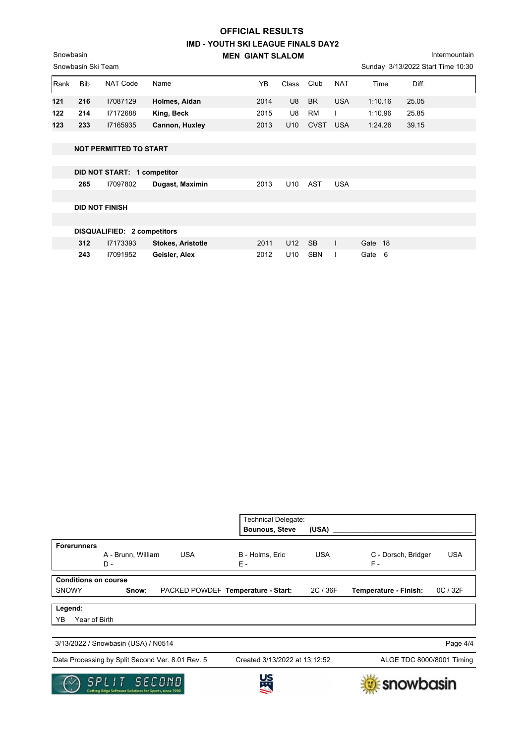# OFFICIAL RESULTS

## IMD - YOUTH SKI LEAGUE FINALS DAY2

### MEN GIANT SLALOM

Snowbasin
Snowbasin Ski Team

Intermountain
Sunday 3/13/2022 Start Time 10:30

| Rank | Bib | NAT Code | Name | YB | Class | Club | NAT | Time | Diff. |
|---|---|---|---|---|---|---|---|---|---|
| **121** | **216** | I7087129 | **Holmes, Aidan** | 2014 | U8 | BR | USA | 1:10.16 | 25.05 |
| **122** | **214** | I7172688 | **King, Beck** | 2015 | U8 | RM | I | 1:10.96 | 25.85 |
| **123** | **233** | I7165935 | **Cannon, Huxley** | 2013 | U10 | CVST | USA | 1:24.26 | 39.15 |
| | **NOT PERMITTED TO START** | | | | | | | | |
| | **DID NOT START: 1 competitor** | | | | | | | | |
| | **265** | I7097802 | **Dugast, Maximin** | 2013 | U10 | AST | USA | | |
| | **DID NOT FINISH** | | | | | | | | |
| | **DISQUALIFIED: 2 competitors** | | | | | | | | |
| | **312** | I7173393 | **Stokes, Aristotle** | 2011 | U12 | SB | I | Gate 18 | |
| | **243** | I7091952 | **Geisler, Alex** | 2012 | U10 | SBN | I | Gate 6 | |

Technical Delegate:
**Bounous, Steve** **(USA)**

**Forerunners**

| | | | | | |
|---|---|---|---|---|---|
| A - Brunn, William | USA | B - Holms, Eric | USA | C - Dorsch, Bridger | USA |
| D - | | E - | | F - | |

**Conditions on course**

SNOWY **Snow:** PACKED POWDEF **Temperature - Start:** 2C / 36F **Temperature - Finish:** 0C / 32F

**Legend:**
YB Year of Birth

3/13/2022 / Snowbasin (USA) / N0514

Data Processing by Split Second Ver. 8.01 Rev. 5 — Created 3/13/2022 at 13:12:52 — ALGE TDC 8000/8001 Timing